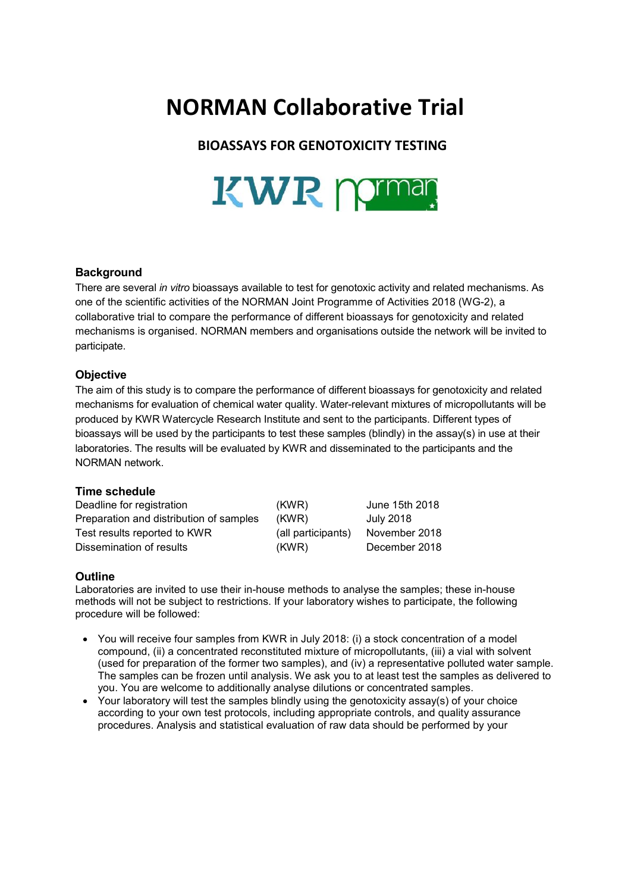# NORMAN Collaborative Trial

## BIOASSAYS FOR GENOTOXICITY TESTING

### Background

There are several *in vitro* bioassays available to test for genotoxic activity and related mechanisms. As one of the scientific activities of the NORMAN Joint Programme of Activities 2018 (WG-2), a collaborative trial to compare the performance of different bioassays for genotoxicity and related mechanisms is organised. NORMAN members and organisations outside the network will be invited to participate.

### Objective

The aim of this study is to compare the performance of different bioassays for genotoxicity and related mechanisms for evaluation of chemical water quality. Water-relevant mixtures of micropollutants will be produced by KWR Watercycle Research Institute and sent to the participants. Different types of bioassays will be used by the participants to test these samples (blindly) in the assay(s) in use at their laboratories. The results will be evaluated by KWR and disseminated to the participants and the NORMAN network.

### Time schedule

| | | |
|---|---|---|
| Deadline for registration | (KWR) | June 15th 2018 |
| Preparation and distribution of samples | (KWR) | July 2018 |
| Test results reported to KWR | (all participants) | November 2018 |
| Dissemination of results | (KWR) | December 2018 |

### Outline

Laboratories are invited to use their in-house methods to analyse the samples; these in-house methods will not be subject to restrictions. If your laboratory wishes to participate, the following procedure will be followed:

- You will receive four samples from KWR in July 2018: (i) a stock concentration of a model compound, (ii) a concentrated reconstituted mixture of micropollutants, (iii) a vial with solvent (used for preparation of the former two samples), and (iv) a representative polluted water sample. The samples can be frozen until analysis. We ask you to at least test the samples as delivered to you. You are welcome to additionally analyse dilutions or concentrated samples.
- Your laboratory will test the samples blindly using the genotoxicity assay(s) of your choice according to your own test protocols, including appropriate controls, and quality assurance procedures. Analysis and statistical evaluation of raw data should be performed by your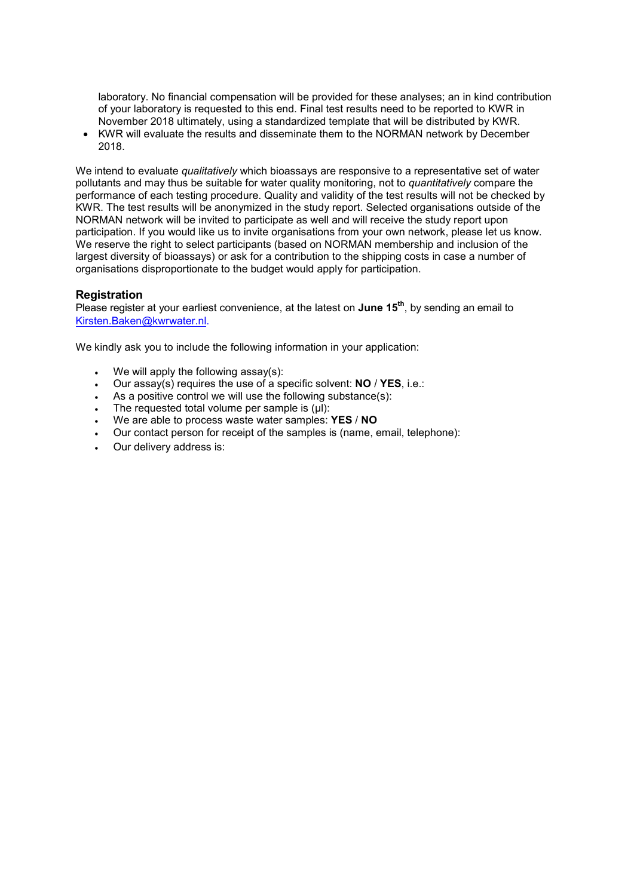laboratory. No financial compensation will be provided for these analyses; an in kind contribution of your laboratory is requested to this end. Final test results need to be reported to KWR in November 2018 ultimately, using a standardized template that will be distributed by KWR.

- KWR will evaluate the results and disseminate them to the NORMAN network by December 2018.

We intend to evaluate *qualitatively* which bioassays are responsive to a representative set of water pollutants and may thus be suitable for water quality monitoring, not to *quantitatively* compare the performance of each testing procedure. Quality and validity of the test results will not be checked by KWR. The test results will be anonymized in the study report. Selected organisations outside of the NORMAN network will be invited to participate as well and will receive the study report upon participation. If you would like us to invite organisations from your own network, please let us know. We reserve the right to select participants (based on NORMAN membership and inclusion of the largest diversity of bioassays) or ask for a contribution to the shipping costs in case a number of organisations disproportionate to the budget would apply for participation.

### Registration

Please register at your earliest convenience, at the latest on **June 15th**, by sending an email to Kirsten.Baken@kwrwater.nl.

We kindly ask you to include the following information in your application:

- We will apply the following assay(s):
- Our assay(s) requires the use of a specific solvent: **NO** / **YES**, i.e.:
- As a positive control we will use the following substance(s):
- The requested total volume per sample is (µl):
- We are able to process waste water samples: **YES** / **NO**
- Our contact person for receipt of the samples is (name, email, telephone):
- Our delivery address is: